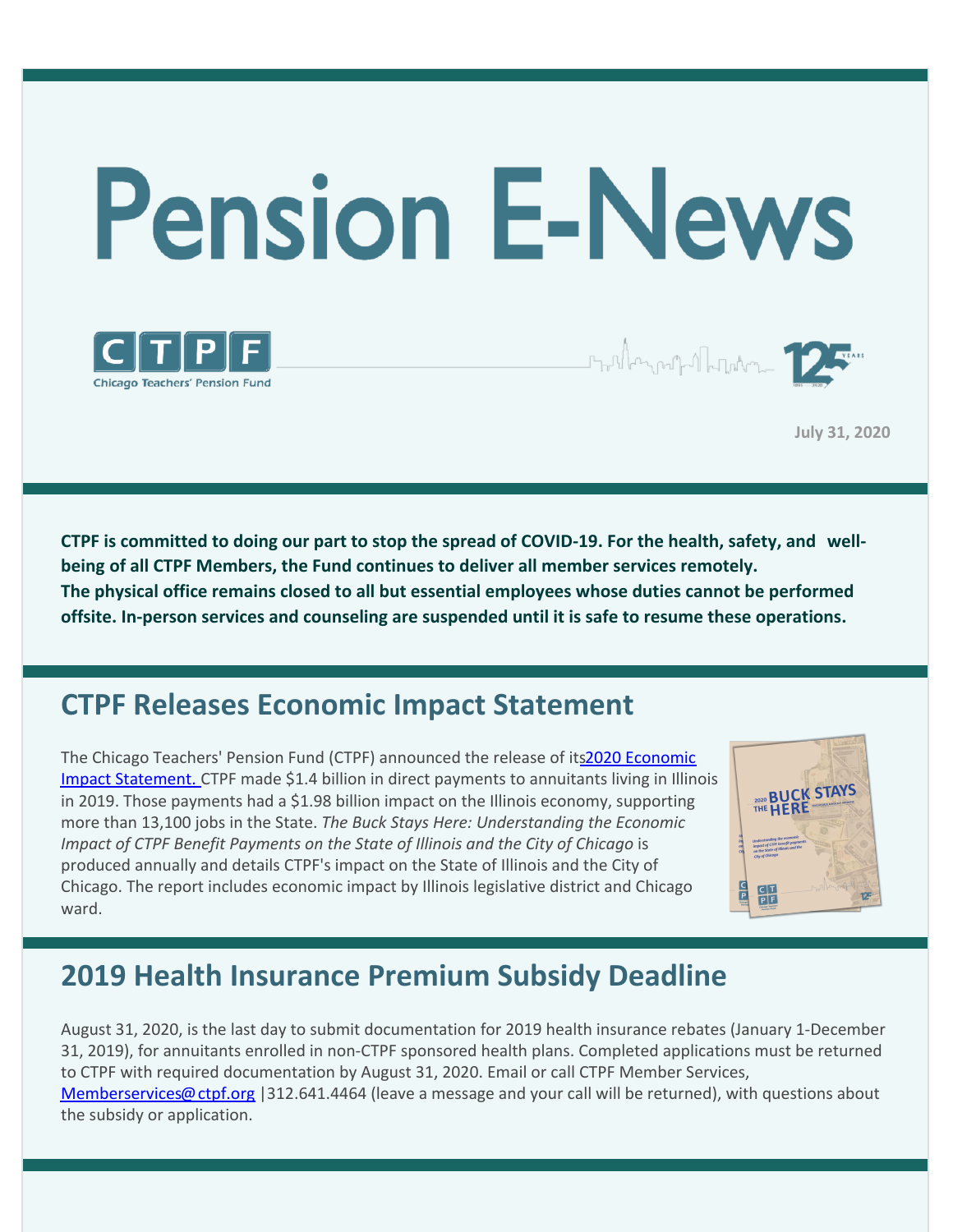# Pension E-News

CTPF
Chicago Teachers' Pension Fund

July 31, 2020

**CTPF is committed to doing our part to stop the spread of COVID-19. For the health, safety, and well-being of all CTPF Members, the Fund continues to deliver all member services remotely. The physical office remains closed to all but essential employees whose duties cannot be performed offsite. In-person services and counseling are suspended until it is safe to resume these operations.**

## CTPF Releases Economic Impact Statement

The Chicago Teachers' Pension Fund (CTPF) announced the release of its 2020 Economic Impact Statement. CTPF made $1.4 billion in direct payments to annuitants living in Illinois in 2019. Those payments had a $1.98 billion impact on the Illinois economy, supporting more than 13,100 jobs in the State. *The Buck Stays Here: Understanding the Economic Impact of CTPF Benefit Payments on the State of Illinois and the City of Chicago* is produced annually and details CTPF's impact on the State of Illinois and the City of Chicago. The report includes economic impact by Illinois legislative district and Chicago ward.

## 2019 Health Insurance Premium Subsidy Deadline

August 31, 2020, is the last day to submit documentation for 2019 health insurance rebates (January 1-December 31, 2019), for annuitants enrolled in non-CTPF sponsored health plans. Completed applications must be returned to CTPF with required documentation by August 31, 2020. Email or call CTPF Member Services, Memberservices@ctpf.org |312.641.4464 (leave a message and your call will be returned), with questions about the subsidy or application.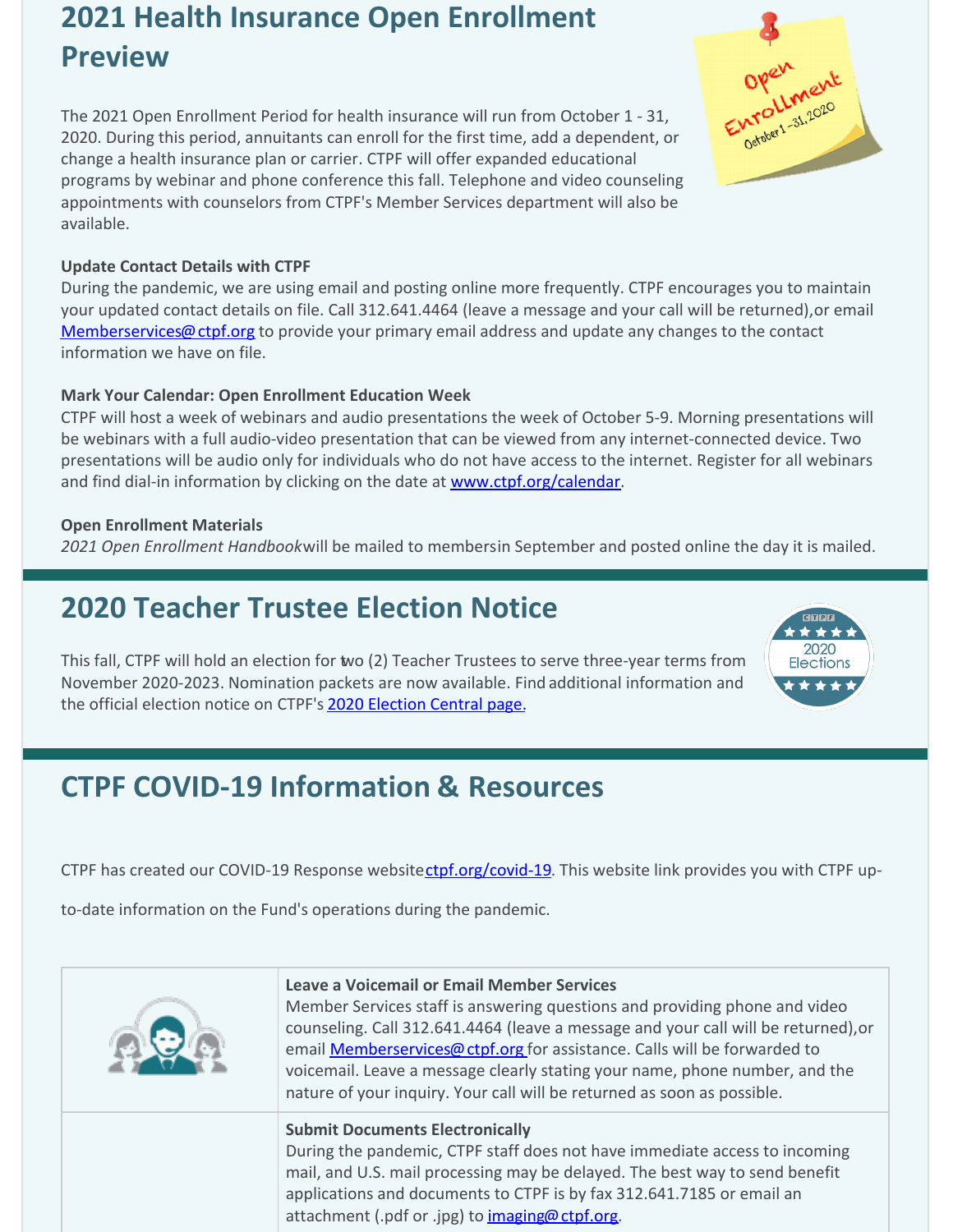## 2021 Health Insurance Open Enrollment Preview

The 2021 Open Enrollment Period for health insurance will run from October 1 - 31, 2020. During this period, annuitants can enroll for the first time, add a dependent, or change a health insurance plan or carrier. CTPF will offer expanded educational programs by webinar and phone conference this fall. Telephone and video counseling appointments with counselors from CTPF's Member Services department will also be available.

**Update Contact Details with CTPF**
During the pandemic, we are using email and posting online more frequently. CTPF encourages you to maintain your updated contact details on file. Call 312.641.4464 (leave a message and your call will be returned), or email Memberservices@ctpf.org to provide your primary email address and update any changes to the contact information we have on file.

**Mark Your Calendar: Open Enrollment Education Week**
CTPF will host a week of webinars and audio presentations the week of October 5-9. Morning presentations will be webinars with a full audio-video presentation that can be viewed from any internet-connected device. Two presentations will be audio only for individuals who do not have access to the internet. Register for all webinars and find dial-in information by clicking on the date at www.ctpf.org/calendar.

**Open Enrollment Materials**
*2021 Open Enrollment Handbook* will be mailed to members in September and posted online the day it is mailed.

## 2020 Teacher Trustee Election Notice

This fall, CTPF will hold an election for two (2) Teacher Trustees to serve three-year terms from November 2020-2023. Nomination packets are now available. Find additional information and the official election notice on CTPF's 2020 Election Central page.

## CTPF COVID-19 Information & Resources

CTPF has created our COVID-19 Response website ctpf.org/covid-19. This website link provides you with CTPF up-to-date information on the Fund's operations during the pandemic.

**Leave a Voicemail or Email Member Services**
Member Services staff is answering questions and providing phone and video counseling. Call 312.641.4464 (leave a message and your call will be returned), or email Memberservices@ctpf.org for assistance. Calls will be forwarded to voicemail. Leave a message clearly stating your name, phone number, and the nature of your inquiry. Your call will be returned as soon as possible.

**Submit Documents Electronically**
During the pandemic, CTPF staff does not have immediate access to incoming mail, and U.S. mail processing may be delayed. The best way to send benefit applications and documents to CTPF is by fax 312.641.7185 or email an attachment (.pdf or .jpg) to imaging@ctpf.org.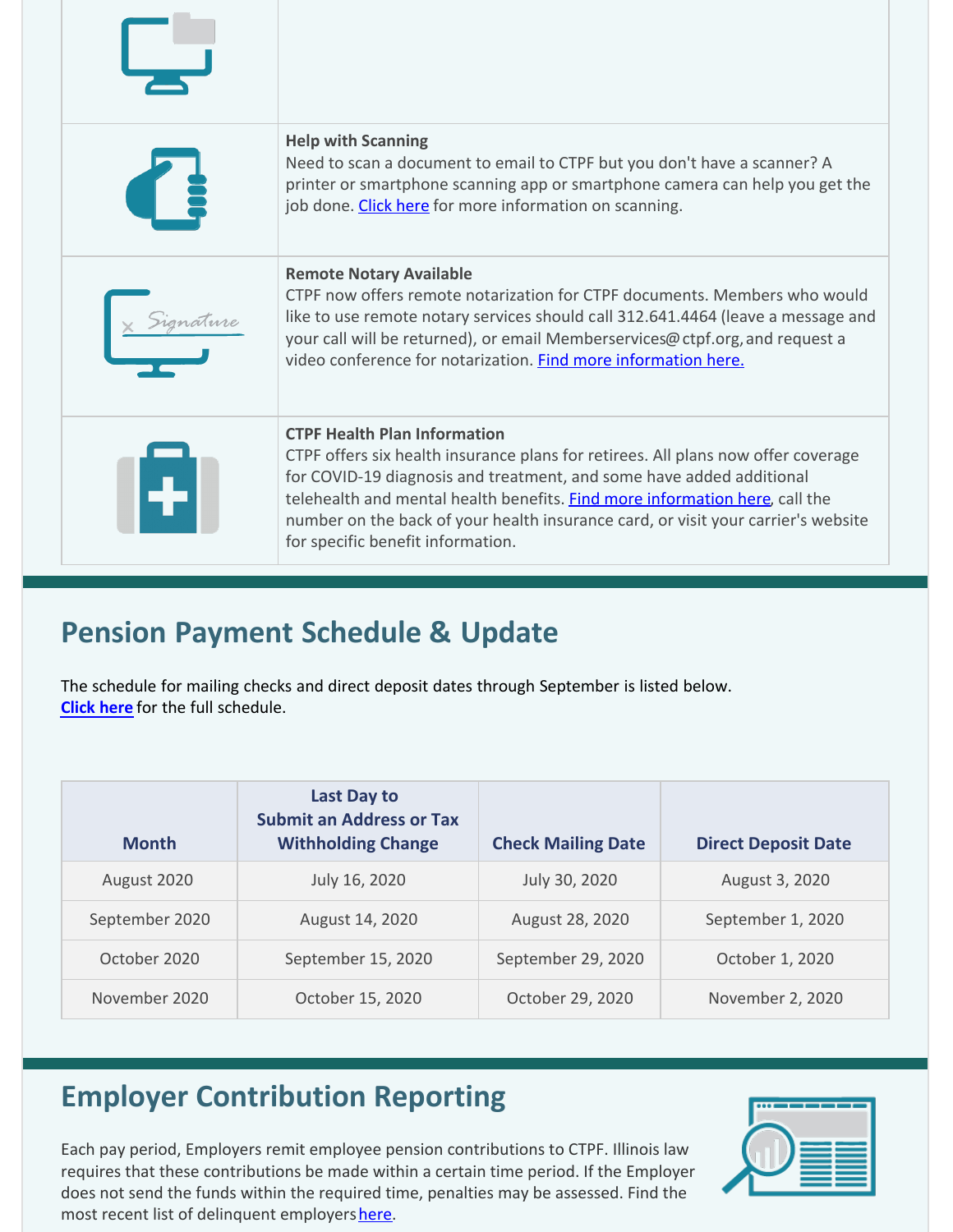**Help with Scanning**
Need to scan a document to email to CTPF but you don't have a scanner? A printer or smartphone scanning app or smartphone camera can help you get the job done. Click here for more information on scanning.

**Remote Notary Available**
CTPF now offers remote notarization for CTPF documents. Members who would like to use remote notary services should call 312.641.4464 (leave a message and your call will be returned), or email Memberservices@ctpf.org, and request a video conference for notarization. Find more information here.

**CTPF Health Plan Information**
CTPF offers six health insurance plans for retirees. All plans now offer coverage for COVID-19 diagnosis and treatment, and some have added additional telehealth and mental health benefits. Find more information here, call the number on the back of your health insurance card, or visit your carrier's website for specific benefit information.

## Pension Payment Schedule & Update

The schedule for mailing checks and direct deposit dates through September is listed below.
**Click here** for the full schedule.

| Month | Last Day to Submit an Address or Tax Withholding Change | Check Mailing Date | Direct Deposit Date |
|---|---|---|---|
| August 2020 | July 16, 2020 | July 30, 2020 | August 3, 2020 |
| September 2020 | August 14, 2020 | August 28, 2020 | September 1, 2020 |
| October 2020 | September 15, 2020 | September 29, 2020 | October 1, 2020 |
| November 2020 | October 15, 2020 | October 29, 2020 | November 2, 2020 |

## Employer Contribution Reporting

Each pay period, Employers remit employee pension contributions to CTPF. Illinois law requires that these contributions be made within a certain time period. If the Employer does not send the funds within the required time, penalties may be assessed. Find the most recent list of delinquent employers here.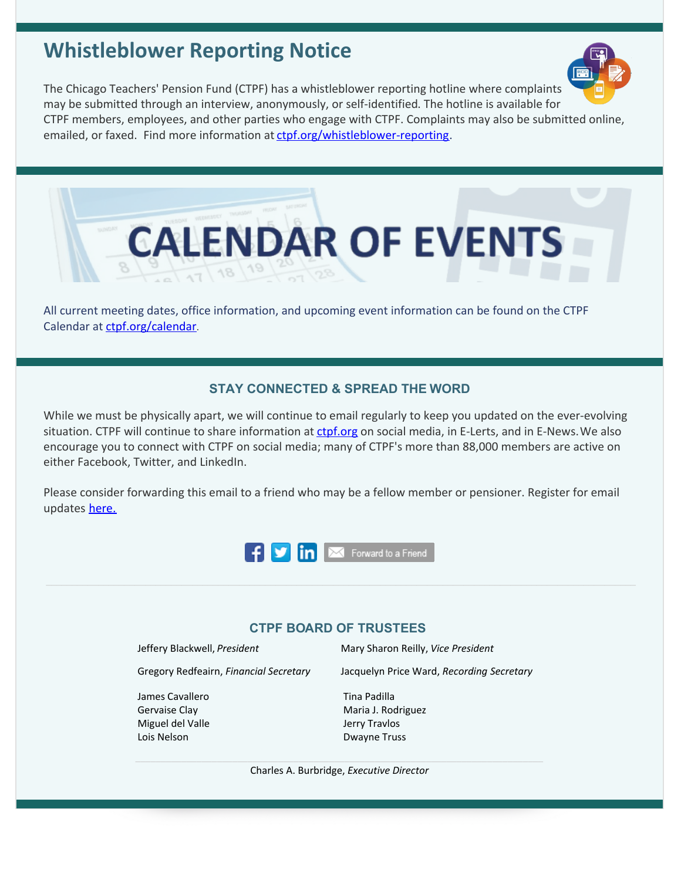## Whistleblower Reporting Notice

The Chicago Teachers' Pension Fund (CTPF) has a whistleblower reporting hotline where complaints may be submitted through an interview, anonymously, or self-identified. The hotline is available for CTPF members, employees, and other parties who engage with CTPF. Complaints may also be submitted online, emailed, or faxed. Find more information at ctpf.org/whistleblower-reporting.

## CALENDAR OF EVENTS

All current meeting dates, office information, and upcoming event information can be found on the CTPF Calendar at ctpf.org/calendar.

### STAY CONNECTED & SPREAD THE WORD

While we must be physically apart, we will continue to email regularly to keep you updated on the ever-evolving situation. CTPF will continue to share information at ctpf.org on social media, in E-Lerts, and in E-News. We also encourage you to connect with CTPF on social media; many of CTPF's more than 88,000 members are active on either Facebook, Twitter, and LinkedIn.

Please consider forwarding this email to a friend who may be a fellow member or pensioner. Register for email updates here.

Forward to a Friend

### CTPF BOARD OF TRUSTEES

Jeffery Blackwell, *President*

Mary Sharon Reilly, *Vice President*

Gregory Redfeairn, *Financial Secretary*

Jacquelyn Price Ward, *Recording Secretary*

James Cavallero
Gervaise Clay
Miguel del Valle
Lois Nelson

Tina Padilla
Maria J. Rodriguez
Jerry Travlos
Dwayne Truss

Charles A. Burbridge, *Executive Director*